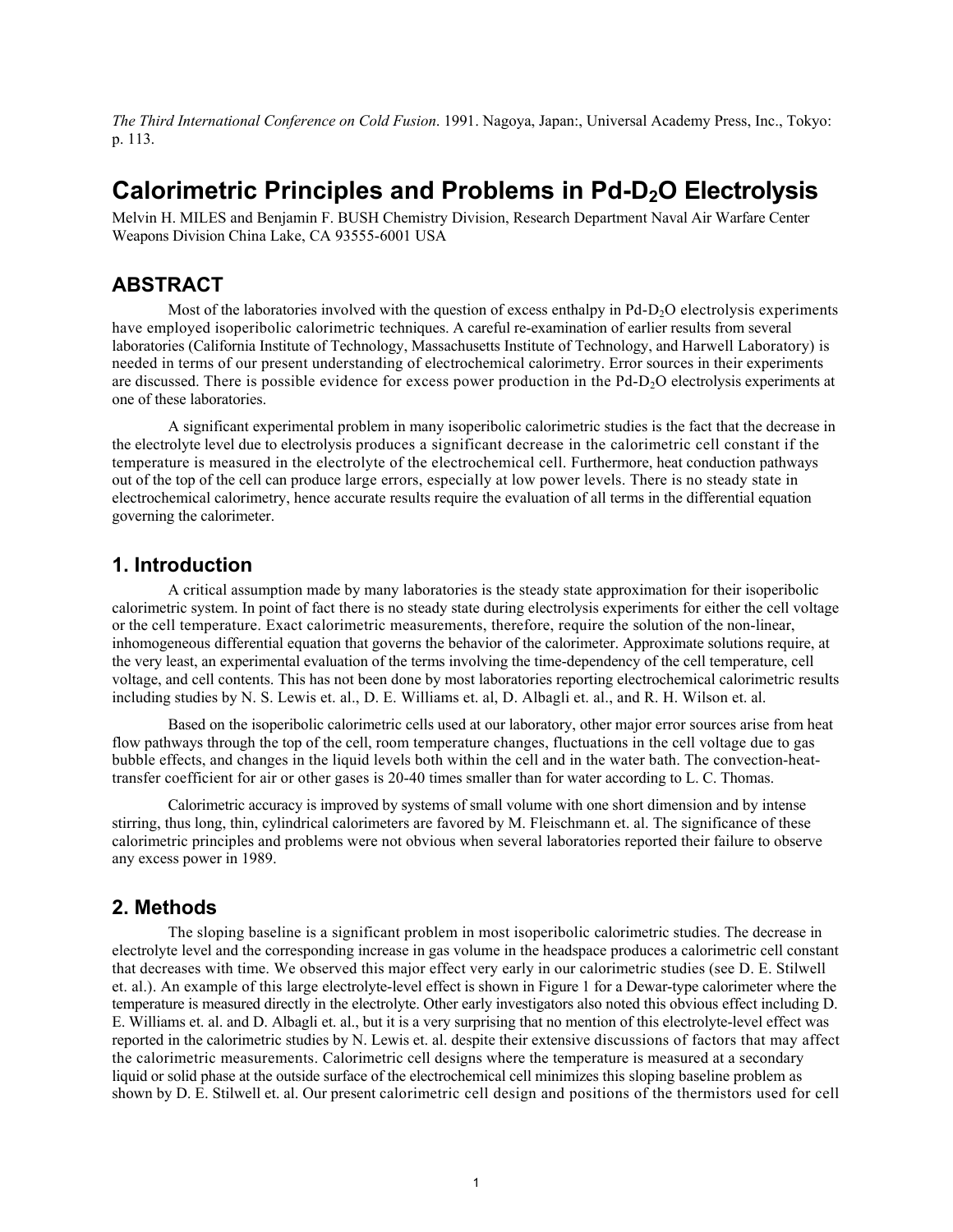*The Third International Conference on Cold Fusion*. 1991. Nagoya, Japan:, Universal Academy Press, Inc., Tokyo: p. 113.

# Calorimetric Principles and Problems in Pd-$D_2O$ Electrolysis

Melvin H. MILES and Benjamin F. BUSH Chemistry Division, Research Department Naval Air Warfare Center Weapons Division China Lake, CA 93555-6001 USA

## ABSTRACT

Most of the laboratories involved with the question of excess enthalpy in Pd-$D_2O$ electrolysis experiments have employed isoperibolic calorimetric techniques. A careful re-examination of earlier results from several laboratories (California Institute of Technology, Massachusetts Institute of Technology, and Harwell Laboratory) is needed in terms of our present understanding of electrochemical calorimetry. Error sources in their experiments are discussed. There is possible evidence for excess power production in the Pd-$D_2O$ electrolysis experiments at one of these laboratories.

A significant experimental problem in many isoperibolic calorimetric studies is the fact that the decrease in the electrolyte level due to electrolysis produces a significant decrease in the calorimetric cell constant if the temperature is measured in the electrolyte of the electrochemical cell. Furthermore, heat conduction pathways out of the top of the cell can produce large errors, especially at low power levels. There is no steady state in electrochemical calorimetry, hence accurate results require the evaluation of all terms in the differential equation governing the calorimeter.

## 1. Introduction

A critical assumption made by many laboratories is the steady state approximation for their isoperibolic calorimetric system. In point of fact there is no steady state during electrolysis experiments for either the cell voltage or the cell temperature. Exact calorimetric measurements, therefore, require the solution of the non-linear, inhomogeneous differential equation that governs the behavior of the calorimeter. Approximate solutions require, at the very least, an experimental evaluation of the terms involving the time-dependency of the cell temperature, cell voltage, and cell contents. This has not been done by most laboratories reporting electrochemical calorimetric results including studies by N. S. Lewis et. al., D. E. Williams et. al, D. Albagli et. al., and R. H. Wilson et. al.

Based on the isoperibolic calorimetric cells used at our laboratory, other major error sources arise from heat flow pathways through the top of the cell, room temperature changes, fluctuations in the cell voltage due to gas bubble effects, and changes in the liquid levels both within the cell and in the water bath. The convection-heat-transfer coefficient for air or other gases is 20-40 times smaller than for water according to L. C. Thomas.

Calorimetric accuracy is improved by systems of small volume with one short dimension and by intense stirring, thus long, thin, cylindrical calorimeters are favored by M. Fleischmann et. al. The significance of these calorimetric principles and problems were not obvious when several laboratories reported their failure to observe any excess power in 1989.

## 2. Methods

The sloping baseline is a significant problem in most isoperibolic calorimetric studies. The decrease in electrolyte level and the corresponding increase in gas volume in the headspace produces a calorimetric cell constant that decreases with time. We observed this major effect very early in our calorimetric studies (see D. E. Stilwell et. al.). An example of this large electrolyte-level effect is shown in Figure 1 for a Dewar-type calorimeter where the temperature is measured directly in the electrolyte. Other early investigators also noted this obvious effect including D. E. Williams et. al. and D. Albagli et. al., but it is a very surprising that no mention of this electrolyte-level effect was reported in the calorimetric studies by N. Lewis et. al. despite their extensive discussions of factors that may affect the calorimetric measurements. Calorimetric cell designs where the temperature is measured at a secondary liquid or solid phase at the outside surface of the electrochemical cell minimizes this sloping baseline problem as shown by D. E. Stilwell et. al. Our present calorimetric cell design and positions of the thermistors used for cell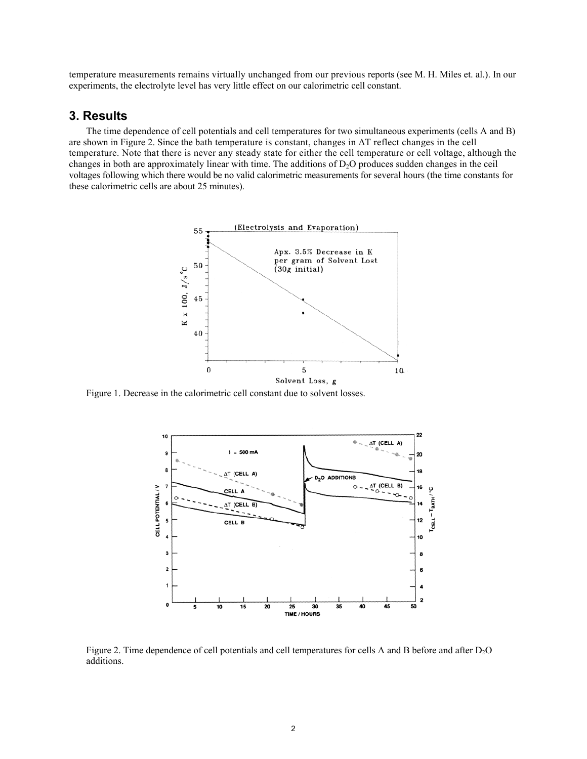temperature measurements remains virtually unchanged from our previous reports (see M. H. Miles et. al.). In our experiments, the electrolyte level has very little effect on our calorimetric cell constant.

## 3. Results

The time dependence of cell potentials and cell temperatures for two simultaneous experiments (cells A and B) are shown in Figure 2. Since the bath temperature is constant, changes in ΔT reflect changes in the cell temperature. Note that there is never any steady state for either the cell temperature or cell voltage, although the changes in both are approximately linear with time. The additions of $D_2O$ produces sudden changes in the ceil voltages following which there would be no valid calorimetric measurements for several hours (the time constants for these calorimetric cells are about 25 minutes).

Figure 1. Decrease in the calorimetric cell constant due to solvent losses.

Figure 2. Time dependence of cell potentials and cell temperatures for cells A and B before and after $D_2O$ additions.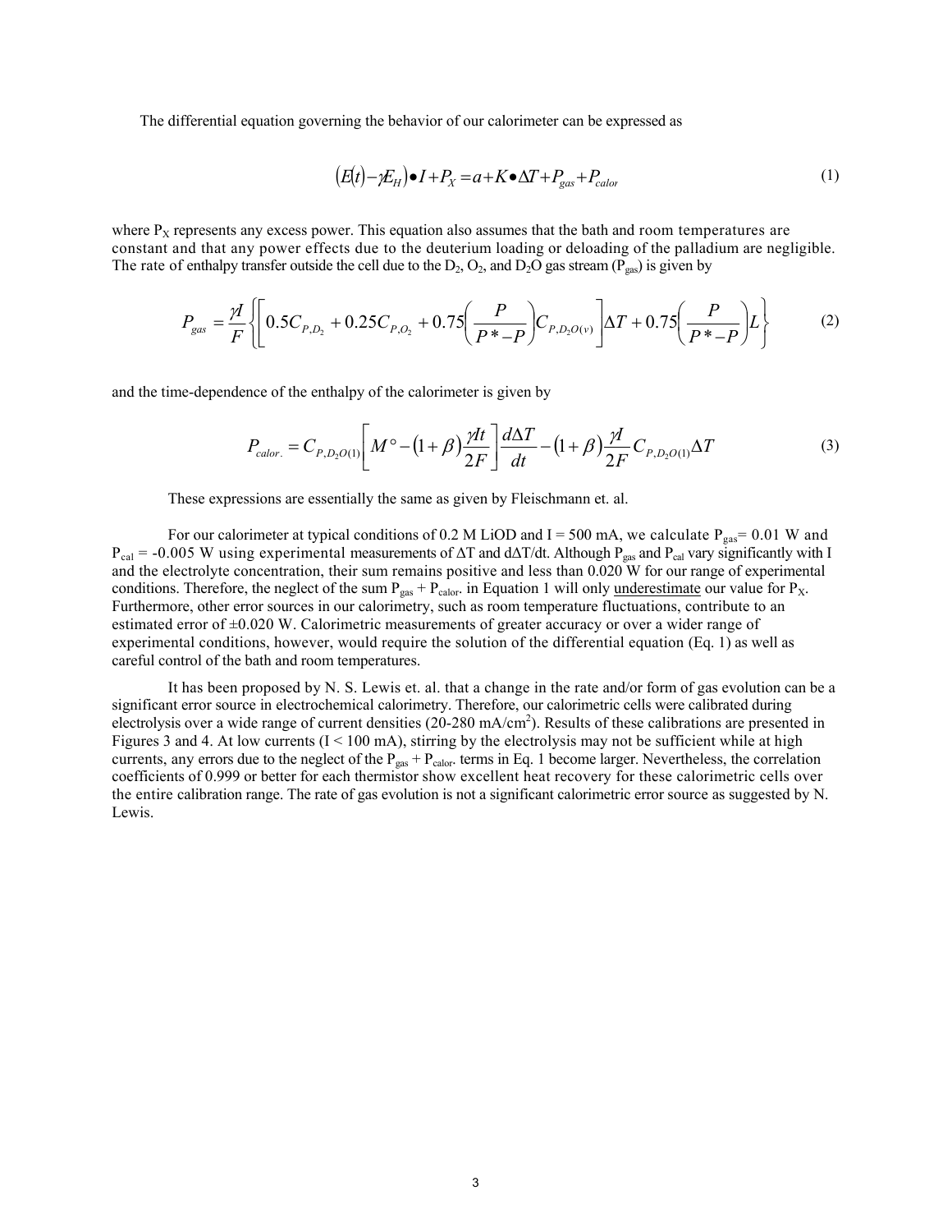The differential equation governing the behavior of our calorimeter can be expressed as

$$\left(E(t) - \gamma E_H\right) \bullet I + P_X = a + K \bullet \Delta T + P_{gas} + P_{calor} \tag{1}$$

where $P_X$ represents any excess power. This equation also assumes that the bath and room temperatures are constant and that any power effects due to the deuterium loading or deloading of the palladium are negligible. The rate of enthalpy transfer outside the cell due to the $D_2$, $O_2$, and $D_2O$ gas stream ($P_{gas}$) is given by

$$P_{gas} = \frac{\gamma I}{F}\left\{\left[0.5C_{P,D_2} + 0.25C_{P,O_2} + 0.75\left(\frac{P}{P^* - P}\right)C_{P,D_2O(v)}\right]\Delta T + 0.75\left(\frac{P}{P^* - P}\right)L\right\} \tag{2}$$

and the time-dependence of the enthalpy of the calorimeter is given by

$$P_{calor.} = C_{P,D_2O(1)}\left[M^\circ - (1+\beta)\frac{\gamma It}{2F}\right]\frac{d\Delta T}{dt} - (1+\beta)\frac{\gamma I}{2F}C_{P,D_2O(1)}\Delta T \tag{3}$$

These expressions are essentially the same as given by Fleischmann et. al.

For our calorimeter at typical conditions of 0.2 M LiOD and I = 500 mA, we calculate $P_{gas}$= 0.01 W and $P_{cal}$ = -0.005 W using experimental measurements of $\Delta T$ and $d\Delta T/dt$. Although $P_{gas}$ and $P_{cal}$ vary significantly with I and the electrolyte concentration, their sum remains positive and less than 0.020 W for our range of experimental conditions. Therefore, the neglect of the sum $P_{gas} + P_{calor}$. in Equation 1 will only underestimate our value for $P_X$. Furthermore, other error sources in our calorimetry, such as room temperature fluctuations, contribute to an estimated error of ±0.020 W. Calorimetric measurements of greater accuracy or over a wider range of experimental conditions, however, would require the solution of the differential equation (Eq. 1) as well as careful control of the bath and room temperatures.

It has been proposed by N. S. Lewis et. al. that a change in the rate and/or form of gas evolution can be a significant error source in electrochemical calorimetry. Therefore, our calorimetric cells were calibrated during electrolysis over a wide range of current densities (20-280 mA/cm$^2$). Results of these calibrations are presented in Figures 3 and 4. At low currents (I < 100 mA), stirring by the electrolysis may not be sufficient while at high currents, any errors due to the neglect of the $P_{gas} + P_{calor}$. terms in Eq. 1 become larger. Nevertheless, the correlation coefficients of 0.999 or better for each thermistor show excellent heat recovery for these calorimetric cells over the entire calibration range. The rate of gas evolution is not a significant calorimetric error source as suggested by N. Lewis.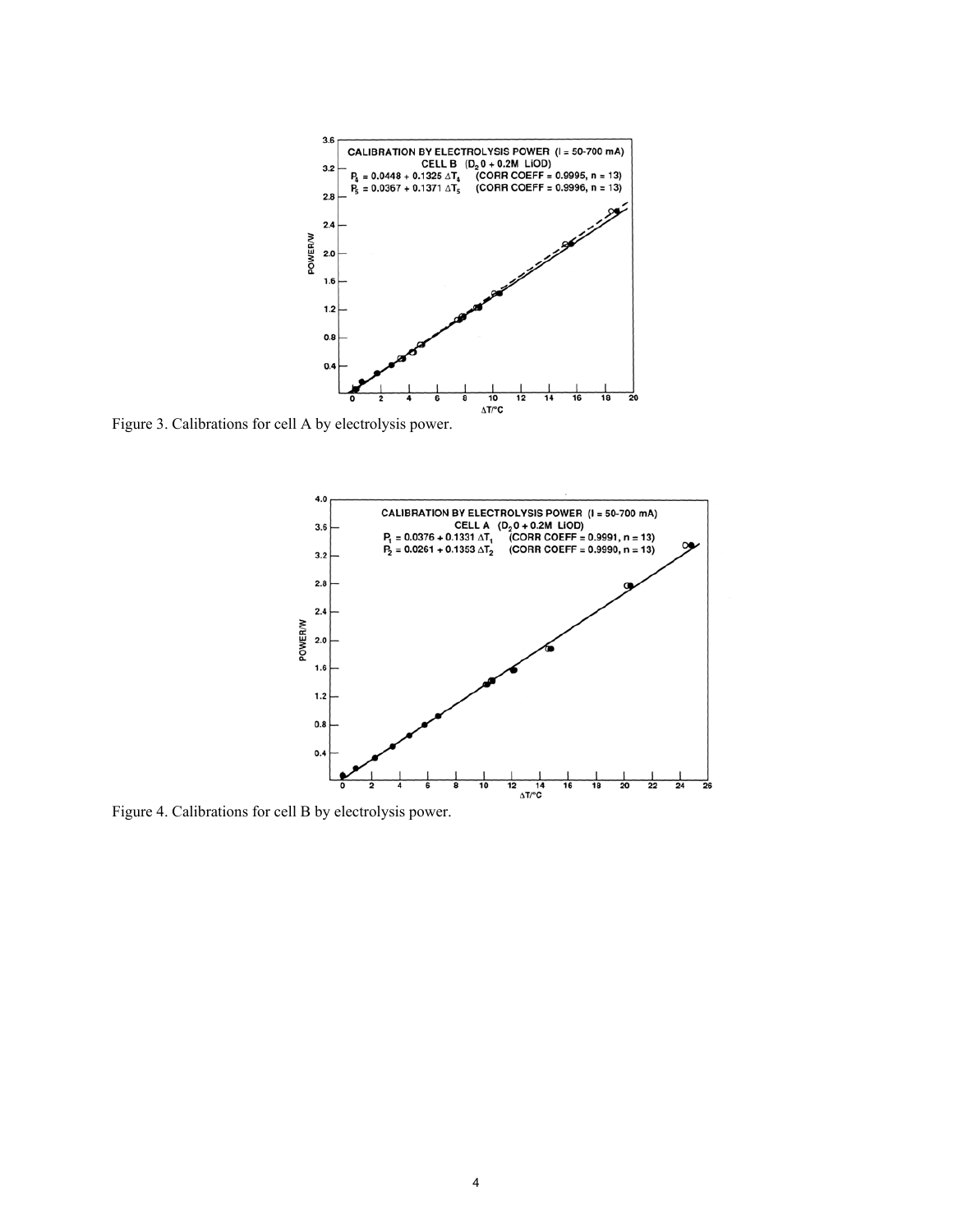Figure 3. Calibrations for cell A by electrolysis power.

Figure 4. Calibrations for cell B by electrolysis power.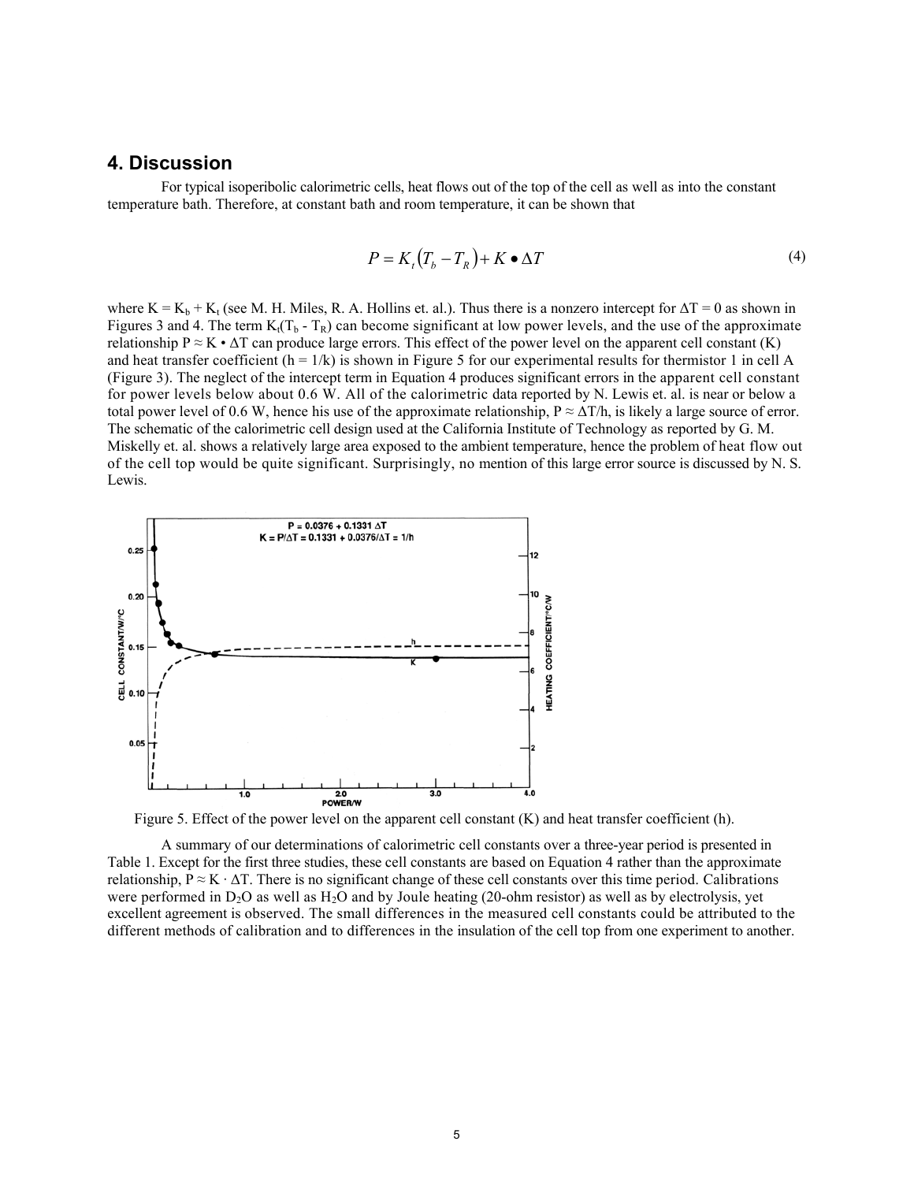## 4. Discussion

For typical isoperibolic calorimetric cells, heat flows out of the top of the cell as well as into the constant temperature bath. Therefore, at constant bath and room temperature, it can be shown that

$$P = K_t(T_b - T_R) + K \bullet \Delta T \tag{4}$$

where $K = K_b + K_t$ (see M. H. Miles, R. A. Hollins et. al.). Thus there is a nonzero intercept for $\Delta T = 0$ as shown in Figures 3 and 4. The term $K_t(T_b - T_R)$ can become significant at low power levels, and the use of the approximate relationship $P \approx K \bullet \Delta T$ can produce large errors. This effect of the power level on the apparent cell constant (K) and heat transfer coefficient ($h = 1/k$) is shown in Figure 5 for our experimental results for thermistor 1 in cell A (Figure 3). The neglect of the intercept term in Equation 4 produces significant errors in the apparent cell constant for power levels below about 0.6 W. All of the calorimetric data reported by N. Lewis et. al. is near or below a total power level of 0.6 W, hence his use of the approximate relationship, $P \approx \Delta T/h$, is likely a large source of error. The schematic of the calorimetric cell design used at the California Institute of Technology as reported by G. M. Miskelly et. al. shows a relatively large area exposed to the ambient temperature, hence the problem of heat flow out of the cell top would be quite significant. Surprisingly, no mention of this large error source is discussed by N. S. Lewis.

Figure 5. Effect of the power level on the apparent cell constant (K) and heat transfer coefficient (h).

A summary of our determinations of calorimetric cell constants over a three-year period is presented in Table 1. Except for the first three studies, these cell constants are based on Equation 4 rather than the approximate relationship, $P \approx K \cdot \Delta T$. There is no significant change of these cell constants over this time period. Calibrations were performed in $D_2O$ as well as $H_2O$ and by Joule heating (20-ohm resistor) as well as by electrolysis, yet excellent agreement is observed. The small differences in the measured cell constants could be attributed to the different methods of calibration and to differences in the insulation of the cell top from one experiment to another.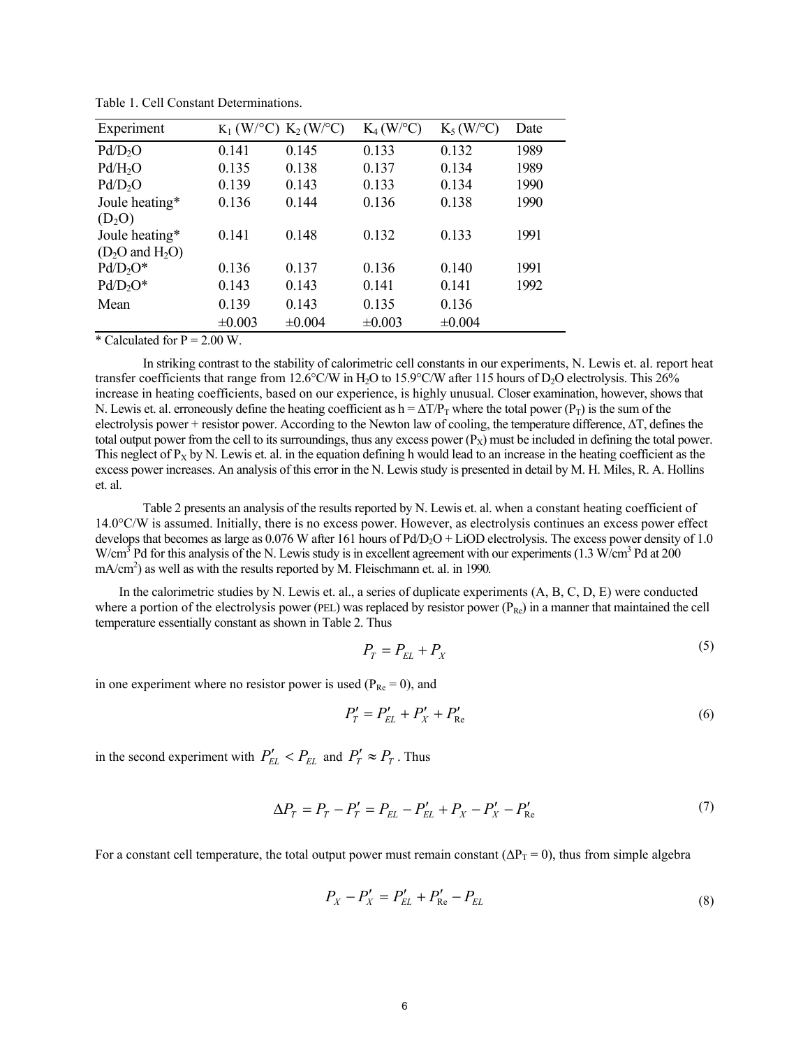Table 1. Cell Constant Determinations.

| Experiment | $K_1$ (W/°C) | $K_2$ (W/°C) | $K_4$ (W/°C) | $K_5$ (W/°C) | Date |
|---|---|---|---|---|---|
| $Pd/D_2O$ | 0.141 | 0.145 | 0.133 | 0.132 | 1989 |
| $Pd/H_2O$ | 0.135 | 0.138 | 0.137 | 0.134 | 1989 |
| $Pd/D_2O$ | 0.139 | 0.143 | 0.133 | 0.134 | 1990 |
| Joule heating* ($D_2O$) | 0.136 | 0.144 | 0.136 | 0.138 | 1990 |
| Joule heating* ($D_2O$ and $H_2O$) | 0.141 | 0.148 | 0.132 | 0.133 | 1991 |
| $Pd/D_2O$* | 0.136 | 0.137 | 0.136 | 0.140 | 1991 |
| $Pd/D_2O$* | 0.143 | 0.143 | 0.141 | 0.141 | 1992 |
| Mean | 0.139 ±0.003 | 0.143 ±0.004 | 0.135 ±0.003 | 0.136 ±0.004 | |

* Calculated for P = 2.00 W.

In striking contrast to the stability of calorimetric cell constants in our experiments, N. Lewis et. al. report heat transfer coefficients that range from 12.6°C/W in $H_2O$ to 15.9°C/W after 115 hours of $D_2O$ electrolysis. This 26% increase in heating coefficients, based on our experience, is highly unusual. Closer examination, however, shows that N. Lewis et. al. erroneously define the heating coefficient as $h = \Delta T/P_T$ where the total power ($P_T$) is the sum of the electrolysis power + resistor power. According to the Newton law of cooling, the temperature difference, $\Delta T$, defines the total output power from the cell to its surroundings, thus any excess power ($P_X$) must be included in defining the total power. This neglect of $P_X$ by N. Lewis et. al. in the equation defining h would lead to an increase in the heating coefficient as the excess power increases. An analysis of this error in the N. Lewis study is presented in detail by M. H. Miles, R. A. Hollins et. al.

Table 2 presents an analysis of the results reported by N. Lewis et. al. when a constant heating coefficient of 14.0°C/W is assumed. Initially, there is no excess power. However, as electrolysis continues an excess power effect develops that becomes as large as 0.076 W after 161 hours of $Pd/D_2O$ + LiOD electrolysis. The excess power density of 1.0 W/cm$^3$ Pd for this analysis of the N. Lewis study is in excellent agreement with our experiments (1.3 W/cm$^3$ Pd at 200 mA/cm$^2$) as well as with the results reported by M. Fleischmann et. al. in 1990.

In the calorimetric studies by N. Lewis et. al., a series of duplicate experiments (A, B, C, D, E) were conducted where a portion of the electrolysis power (PEL) was replaced by resistor power ($P_{Re}$) in a manner that maintained the cell temperature essentially constant as shown in Table 2. Thus

$$P_T = P_{EL} + P_X \tag{5}$$

in one experiment where no resistor power is used ($P_{Re} = 0$), and

$$P'_T = P'_{EL} + P'_X + P'_{Re} \tag{6}$$

in the second experiment with $P'_{EL} < P_{EL}$ and $P'_T \approx P_T$. Thus

$$\Delta P_T = P_T - P'_T = P_{EL} - P'_{EL} + P_X - P'_X - P'_{Re} \tag{7}$$

For a constant cell temperature, the total output power must remain constant ($\Delta P_T = 0$), thus from simple algebra

$$P_X - P'_X = P'_{EL} + P'_{Re} - P_{EL} \tag{8}$$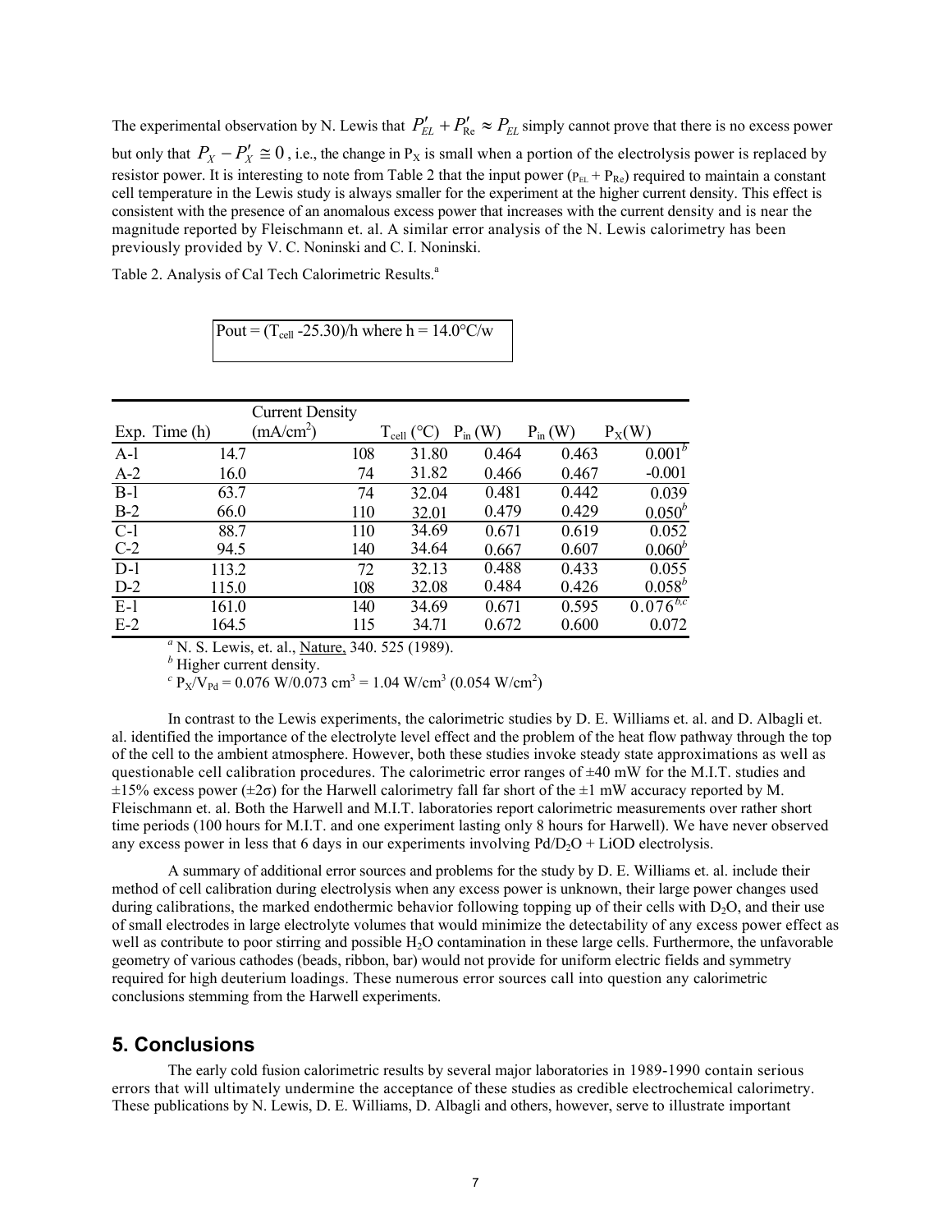The experimental observation by N. Lewis that $P'_{EL} + P'_{\text{Re}} \approx P_{EL}$ simply cannot prove that there is no excess power but only that $P_X - P'_X \cong 0$, i.e., the change in $P_X$ is small when a portion of the electrolysis power is replaced by resistor power. It is interesting to note from Table 2 that the input power ($P_{EL} + P_{Re}$) required to maintain a constant cell temperature in the Lewis study is always smaller for the experiment at the higher current density. This effect is consistent with the presence of an anomalous excess power that increases with the current density and is near the magnitude reported by Fleischmann et. al. A similar error analysis of the N. Lewis calorimetry has been previously provided by V. C. Noninski and C. I. Noninski.

Table 2. Analysis of Cal Tech Calorimetric Results.[a]

Pout = ($T_{cell}$ -25.30)/h where h = 14.0°C/w

| Exp. | Time (h) | Current Density (mA/cm²) | $T_{cell}$ (°C) | $P_{in}$ (W) | $P_{in}$ (W) | $P_X$(W) |
|---|---|---|---|---|---|---|
| A-1 | 14.7 | 108 | 31.80 | 0.464 | 0.463 | 0.001[b] |
| A-2 | 16.0 | 74 | 31.82 | 0.466 | 0.467 | -0.001 |
| B-1 | 63.7 | 74 | 32.04 | 0.481 | 0.442 | 0.039 |
| B-2 | 66.0 | 110 | 32.01 | 0.479 | 0.429 | 0.050[b] |
| C-1 | 88.7 | 110 | 34.69 | 0.671 | 0.619 | 0.052 |
| C-2 | 94.5 | 140 | 34.64 | 0.667 | 0.607 | 0.060[b] |
| D-1 | 113.2 | 72 | 32.13 | 0.488 | 0.433 | 0.055 |
| D-2 | 115.0 | 108 | 32.08 | 0.484 | 0.426 | 0.058[b] |
| E-1 | 161.0 | 140 | 34.69 | 0.671 | 0.595 | 0.076[b,c] |
| E-2 | 164.5 | 115 | 34.71 | 0.672 | 0.600 | 0.072 |

[a] N. S. Lewis, et. al., Nature, 340. 525 (1989).

[b] Higher current density.

[c] $P_X/V_{Pd}$ = 0.076 W/0.073 cm³ = 1.04 W/cm³ (0.054 W/cm²)

In contrast to the Lewis experiments, the calorimetric studies by D. E. Williams et. al. and D. Albagli et. al. identified the importance of the electrolyte level effect and the problem of the heat flow pathway through the top of the cell to the ambient atmosphere. However, both these studies invoke steady state approximations as well as questionable cell calibration procedures. The calorimetric error ranges of ±40 mW for the M.I.T. studies and ±15% excess power (±2σ) for the Harwell calorimetry fall far short of the ±1 mW accuracy reported by M. Fleischmann et. al. Both the Harwell and M.I.T. laboratories report calorimetric measurements over rather short time periods (100 hours for M.I.T. and one experiment lasting only 8 hours for Harwell). We have never observed any excess power in less that 6 days in our experiments involving Pd/$D_2O$ + LiOD electrolysis.

A summary of additional error sources and problems for the study by D. E. Williams et. al. include their method of cell calibration during electrolysis when any excess power is unknown, their large power changes used during calibrations, the marked endothermic behavior following topping up of their cells with $D_2O$, and their use of small electrodes in large electrolyte volumes that would minimize the detectability of any excess power effect as well as contribute to poor stirring and possible $H_2O$ contamination in these large cells. Furthermore, the unfavorable geometry of various cathodes (beads, ribbon, bar) would not provide for uniform electric fields and symmetry required for high deuterium loadings. These numerous error sources call into question any calorimetric conclusions stemming from the Harwell experiments.

## 5. Conclusions

The early cold fusion calorimetric results by several major laboratories in 1989-1990 contain serious errors that will ultimately undermine the acceptance of these studies as credible electrochemical calorimetry. These publications by N. Lewis, D. E. Williams, D. Albagli and others, however, serve to illustrate important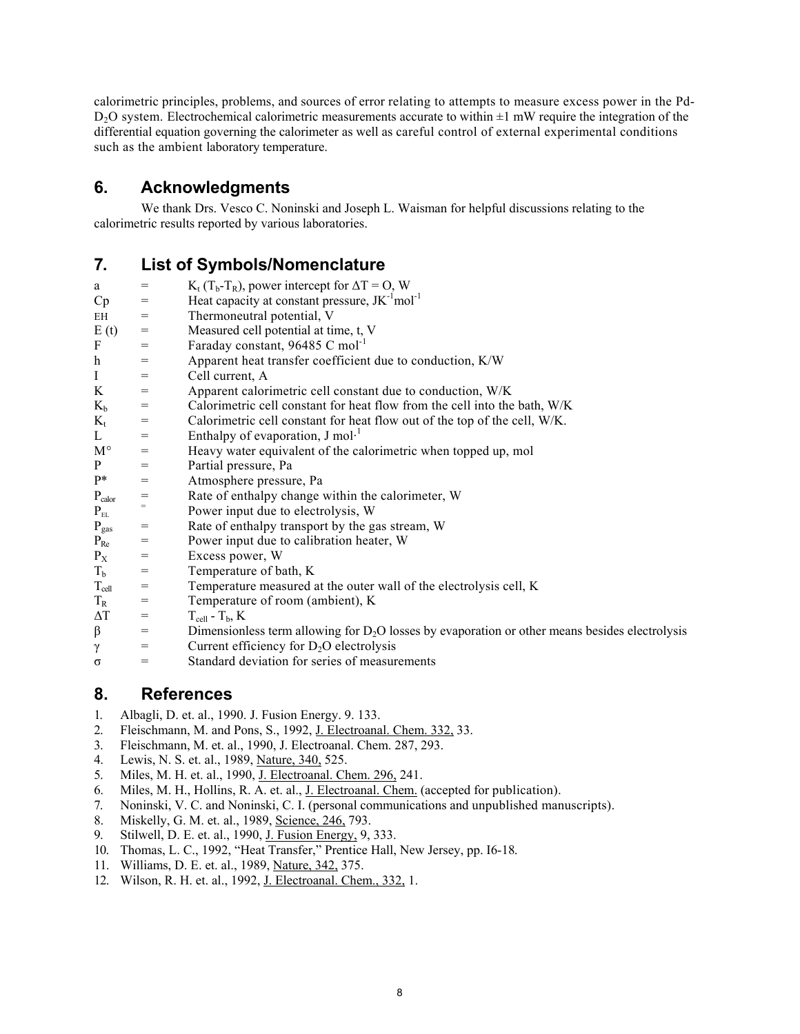calorimetric principles, problems, and sources of error relating to attempts to measure excess power in the Pd-$D_2O$ system. Electrochemical calorimetric measurements accurate to within ±1 mW require the integration of the differential equation governing the calorimeter as well as careful control of external experimental conditions such as the ambient laboratory temperature.

## 6. Acknowledgments

We thank Drs. Vesco C. Noninski and Joseph L. Waisman for helpful discussions relating to the calorimetric results reported by various laboratories.

## 7. List of Symbols/Nomenclature

| | | |
|---|---|---|
| a | = | $K_t$ ($T_b$-$T_R$), power intercept for $\Delta T$ = O, W |
| Cp | = | Heat capacity at constant pressure, $JK^{-1}mol^{-1}$ |
| EH | = | Thermoneutral potential, V |
| E (t) | = | Measured cell potential at time, t, V |
| F | = | Faraday constant, 96485 C $mol^{-1}$ |
| h | = | Apparent heat transfer coefficient due to conduction, K/W |
| I | = | Cell current, A |
| K | = | Apparent calorimetric cell constant due to conduction, W/K |
| $K_b$ | = | Calorimetric cell constant for heat flow from the cell into the bath, W/K |
| $K_t$ | = | Calorimetric cell constant for heat flow out of the top of the cell, W/K. |
| L | = | Enthalpy of evaporation, J $mol^{-1}$ |
| M° | = | Heavy water equivalent of the calorimetric when topped up, mol |
| P | = | Partial pressure, Pa |
| P* | = | Atmosphere pressure, Pa |
| $P_{calor}$ | = | Rate of enthalpy change within the calorimeter, W |
| $P_{EL}$ | = | Power input due to electrolysis, W |
| $P_{gas}$ | = | Rate of enthalpy transport by the gas stream, W |
| $P_{Re}$ | = | Power input due to calibration heater, W |
| $P_X$ | = | Excess power, W |
| $T_b$ | = | Temperature of bath, K |
| $T_{cell}$ | = | Temperature measured at the outer wall of the electrolysis cell, K |
| $T_R$ | = | Temperature of room (ambient), K |
| $\Delta T$ | = | $T_{cell}$ - $T_b$, K |
| $\beta$ | = | Dimensionless term allowing for $D_2O$ losses by evaporation or other means besides electrolysis |
| $\gamma$ | = | Current efficiency for $D_2O$ electrolysis |
| $\sigma$ | = | Standard deviation for series of measurements |

## 8. References

1. Albagli, D. et. al., 1990. J. Fusion Energy. 9. 133.
2. Fleischmann, M. and Pons, S., 1992, J. Electroanal. Chem. 332, 33.
3. Fleischmann, M. et. al., 1990, J. Electroanal. Chem. 287, 293.
4. Lewis, N. S. et. al., 1989, Nature, 340, 525.
5. Miles, M. H. et. al., 1990, J. Electroanal. Chem. 296, 241.
6. Miles, M. H., Hollins, R. A. et. al., J. Electroanal. Chem. (accepted for publication).
7. Noninski, V. C. and Noninski, C. I. (personal communications and unpublished manuscripts).
8. Miskelly, G. M. et. al., 1989, Science, 246, 793.
9. Stilwell, D. E. et. al., 1990, J. Fusion Energy, 9, 333.
10. Thomas, L. C., 1992, "Heat Transfer," Prentice Hall, New Jersey, pp. I6-18.
11. Williams, D. E. et. al., 1989, Nature, 342, 375.
12. Wilson, R. H. et. al., 1992, J. Electroanal. Chem., 332, 1.